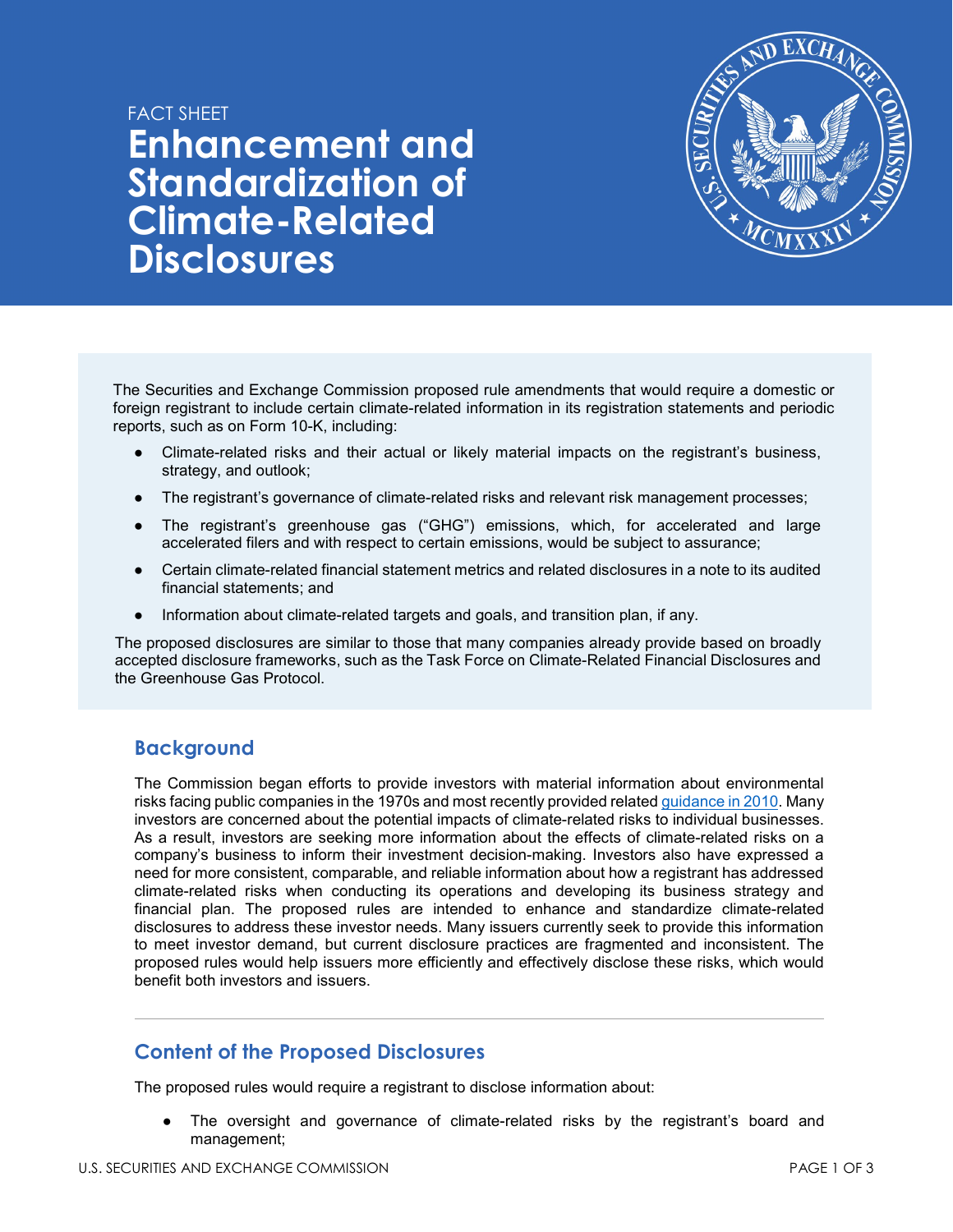FACT SHEET

# Enhancement and Standardization of Climate-Related Disclosures

The Securities and Exchange Commission proposed rule amendments that would require a domestic or foreign registrant to include certain climate-related information in its registration statements and periodic reports, such as on Form 10-K, including:

- Climate-related risks and their actual or likely material impacts on the registrant's business, strategy, and outlook;
- The registrant's governance of climate-related risks and relevant risk management processes;
- The registrant's greenhouse gas ("GHG") emissions, which, for accelerated and large accelerated filers and with respect to certain emissions, would be subject to assurance;
- Certain climate-related financial statement metrics and related disclosures in a note to its audited financial statements; and
- Information about climate-related targets and goals, and transition plan, if any.

The proposed disclosures are similar to those that many companies already provide based on broadly accepted disclosure frameworks, such as the Task Force on Climate-Related Financial Disclosures and the Greenhouse Gas Protocol.

## Background

The Commission began efforts to provide investors with material information about environmental risks facing public companies in the 1970s and most recently provided related guidance in 2010. Many investors are concerned about the potential impacts of climate-related risks to individual businesses. As a result, investors are seeking more information about the effects of climate-related risks on a company's business to inform their investment decision-making. Investors also have expressed a need for more consistent, comparable, and reliable information about how a registrant has addressed climate-related risks when conducting its operations and developing its business strategy and financial plan. The proposed rules are intended to enhance and standardize climate-related disclosures to address these investor needs. Many issuers currently seek to provide this information to meet investor demand, but current disclosure practices are fragmented and inconsistent. The proposed rules would help issuers more efficiently and effectively disclose these risks, which would benefit both investors and issuers.

## Content of the Proposed Disclosures

The proposed rules would require a registrant to disclose information about:

- The oversight and governance of climate-related risks by the registrant's board and management;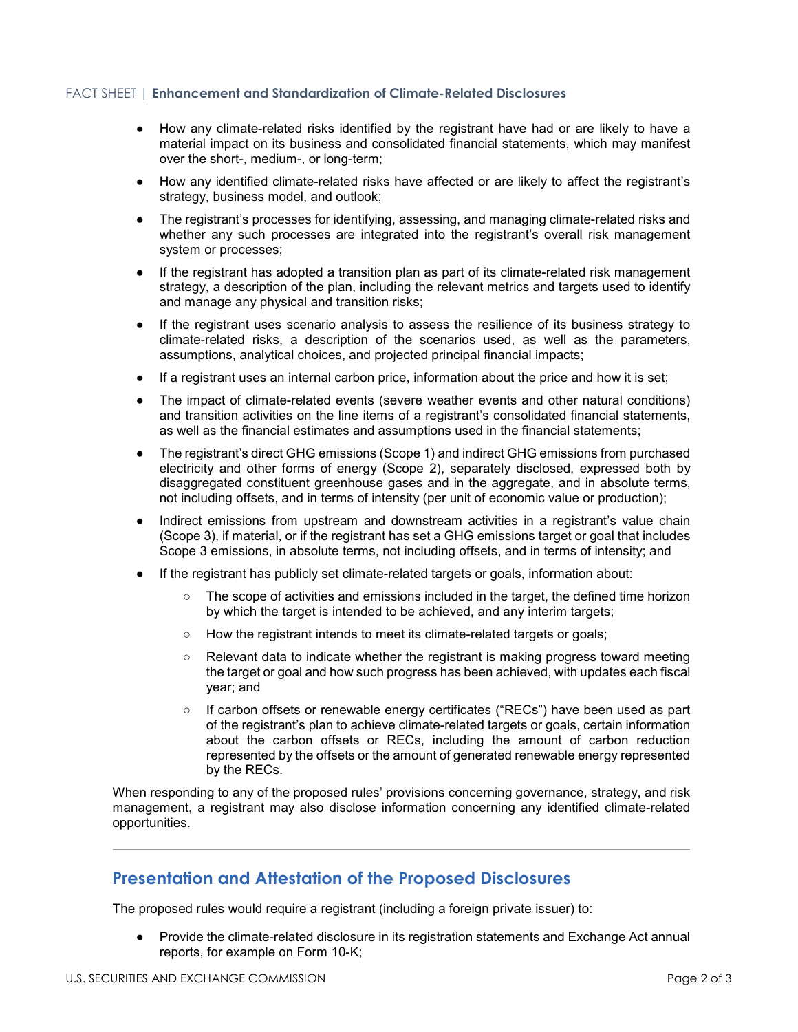- How any climate-related risks identified by the registrant have had or are likely to have a material impact on its business and consolidated financial statements, which may manifest over the short-, medium-, or long-term;
- How any identified climate-related risks have affected or are likely to affect the registrant's strategy, business model, and outlook;
- The registrant's processes for identifying, assessing, and managing climate-related risks and whether any such processes are integrated into the registrant's overall risk management system or processes;
- If the registrant has adopted a transition plan as part of its climate-related risk management strategy, a description of the plan, including the relevant metrics and targets used to identify and manage any physical and transition risks;
- If the registrant uses scenario analysis to assess the resilience of its business strategy to climate-related risks, a description of the scenarios used, as well as the parameters, assumptions, analytical choices, and projected principal financial impacts;
- If a registrant uses an internal carbon price, information about the price and how it is set;
- The impact of climate-related events (severe weather events and other natural conditions) and transition activities on the line items of a registrant's consolidated financial statements, as well as the financial estimates and assumptions used in the financial statements;
- The registrant's direct GHG emissions (Scope 1) and indirect GHG emissions from purchased electricity and other forms of energy (Scope 2), separately disclosed, expressed both by disaggregated constituent greenhouse gases and in the aggregate, and in absolute terms, not including offsets, and in terms of intensity (per unit of economic value or production);
- Indirect emissions from upstream and downstream activities in a registrant's value chain (Scope 3), if material, or if the registrant has set a GHG emissions target or goal that includes Scope 3 emissions, in absolute terms, not including offsets, and in terms of intensity; and
- If the registrant has publicly set climate-related targets or goals, information about:
  - The scope of activities and emissions included in the target, the defined time horizon by which the target is intended to be achieved, and any interim targets;
  - How the registrant intends to meet its climate-related targets or goals;
  - Relevant data to indicate whether the registrant is making progress toward meeting the target or goal and how such progress has been achieved, with updates each fiscal year; and
  - If carbon offsets or renewable energy certificates ("RECs") have been used as part of the registrant's plan to achieve climate-related targets or goals, certain information about the carbon offsets or RECs, including the amount of carbon reduction represented by the offsets or the amount of generated renewable energy represented by the RECs.

When responding to any of the proposed rules' provisions concerning governance, strategy, and risk management, a registrant may also disclose information concerning any identified climate-related opportunities.

---

## Presentation and Attestation of the Proposed Disclosures

The proposed rules would require a registrant (including a foreign private issuer) to:

- Provide the climate-related disclosure in its registration statements and Exchange Act annual reports, for example on Form 10-K;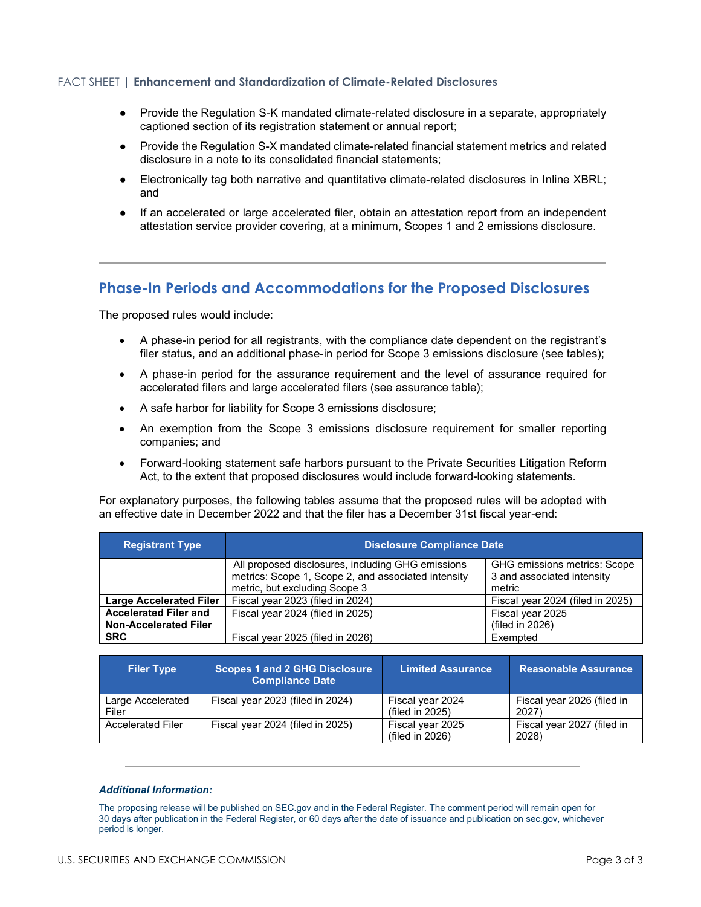- Provide the Regulation S-K mandated climate-related disclosure in a separate, appropriately captioned section of its registration statement or annual report;
- Provide the Regulation S-X mandated climate-related financial statement metrics and related disclosure in a note to its consolidated financial statements;
- Electronically tag both narrative and quantitative climate-related disclosures in Inline XBRL; and
- If an accelerated or large accelerated filer, obtain an attestation report from an independent attestation service provider covering, at a minimum, Scopes 1 and 2 emissions disclosure.

## Phase-In Periods and Accommodations for the Proposed Disclosures

The proposed rules would include:

- A phase-in period for all registrants, with the compliance date dependent on the registrant's filer status, and an additional phase-in period for Scope 3 emissions disclosure (see tables);
- A phase-in period for the assurance requirement and the level of assurance required for accelerated filers and large accelerated filers (see assurance table);
- A safe harbor for liability for Scope 3 emissions disclosure;
- An exemption from the Scope 3 emissions disclosure requirement for smaller reporting companies; and
- Forward-looking statement safe harbors pursuant to the Private Securities Litigation Reform Act, to the extent that proposed disclosures would include forward-looking statements.

For explanatory purposes, the following tables assume that the proposed rules will be adopted with an effective date in December 2022 and that the filer has a December 31st fiscal year-end:

| Registrant Type | Disclosure Compliance Date | |
|---|---|---|
| | All proposed disclosures, including GHG emissions metrics: Scope 1, Scope 2, and associated intensity metric, but excluding Scope 3 | GHG emissions metrics: Scope 3 and associated intensity metric |
| **Large Accelerated Filer** | Fiscal year 2023 (filed in 2024) | Fiscal year 2024 (filed in 2025) |
| **Accelerated Filer and Non-Accelerated Filer** | Fiscal year 2024 (filed in 2025) | Fiscal year 2025 (filed in 2026) |
| **SRC** | Fiscal year 2025 (filed in 2026) | Exempted |

| Filer Type | Scopes 1 and 2 GHG Disclosure Compliance Date | Limited Assurance | Reasonable Assurance |
|---|---|---|---|
| Large Accelerated Filer | Fiscal year 2023 (filed in 2024) | Fiscal year 2024 (filed in 2025) | Fiscal year 2026 (filed in 2027) |
| Accelerated Filer | Fiscal year 2024 (filed in 2025) | Fiscal year 2025 (filed in 2026) | Fiscal year 2027 (filed in 2028) |

***Additional Information:***

The proposing release will be published on SEC.gov and in the Federal Register. The comment period will remain open for 30 days after publication in the Federal Register, or 60 days after the date of issuance and publication on sec.gov, whichever period is longer.